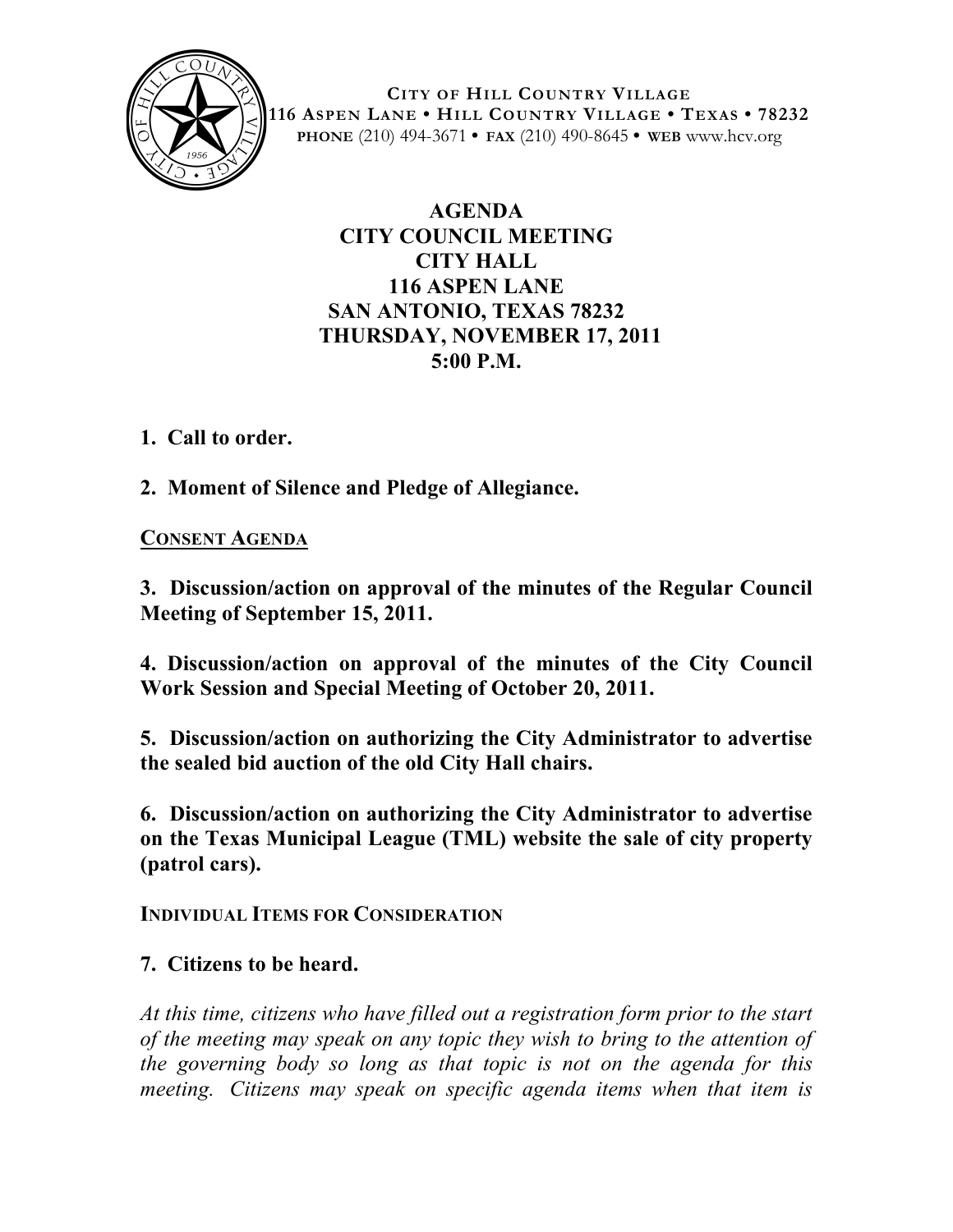**CITY OF HILL COUNTRY VILLAGE**
**116 ASPEN LANE • HILL COUNTRY VILLAGE • TEXAS • 78232**
**PHONE** (210) 494-3671 • **FAX** (210) 490-8645 • **WEB** www.hcv.org

# AGENDA
## CITY COUNCIL MEETING
## CITY HALL
## 116 ASPEN LANE
## SAN ANTONIO, TEXAS 78232
## THURSDAY, NOVEMBER 17, 2011
## 5:00 P.M.

**1. Call to order.**

**2. Moment of Silence and Pledge of Allegiance.**

**CONSENT AGENDA**

**3. Discussion/action on approval of the minutes of the Regular Council Meeting of September 15, 2011.**

**4. Discussion/action on approval of the minutes of the City Council Work Session and Special Meeting of October 20, 2011.**

**5. Discussion/action on authorizing the City Administrator to advertise the sealed bid auction of the old City Hall chairs.**

**6. Discussion/action on authorizing the City Administrator to advertise on the Texas Municipal League (TML) website the sale of city property (patrol cars).**

**INDIVIDUAL ITEMS FOR CONSIDERATION**

**7. Citizens to be heard.**

*At this time, citizens who have filled out a registration form prior to the start of the meeting may speak on any topic they wish to bring to the attention of the governing body so long as that topic is not on the agenda for this meeting. Citizens may speak on specific agenda items when that item is*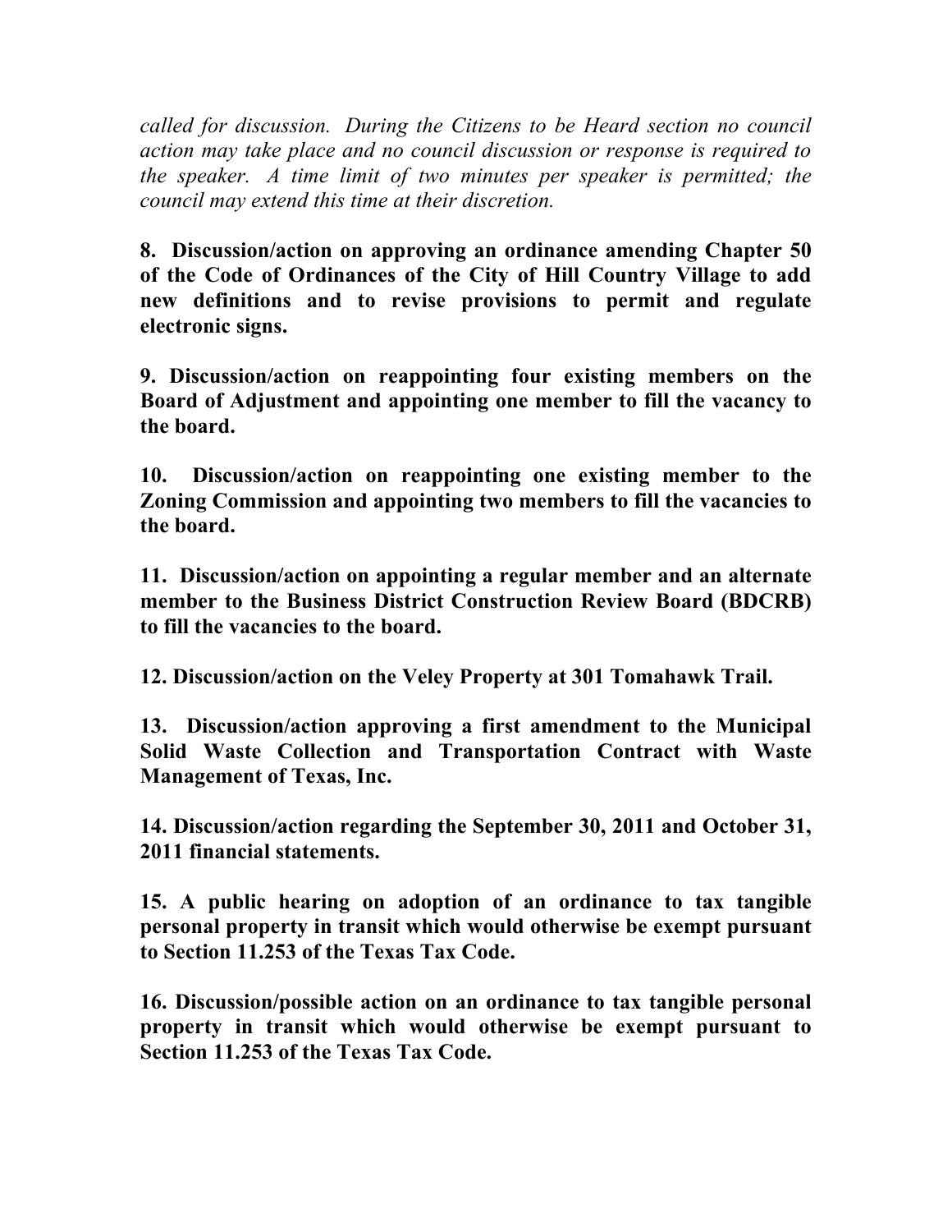*called for discussion. During the Citizens to be Heard section no council action may take place and no council discussion or response is required to the speaker. A time limit of two minutes per speaker is permitted; the council may extend this time at their discretion.*

**8. Discussion/action on approving an ordinance amending Chapter 50 of the Code of Ordinances of the City of Hill Country Village to add new definitions and to revise provisions to permit and regulate electronic signs.**

**9. Discussion/action on reappointing four existing members on the Board of Adjustment and appointing one member to fill the vacancy to the board.**

**10. Discussion/action on reappointing one existing member to the Zoning Commission and appointing two members to fill the vacancies to the board.**

**11. Discussion/action on appointing a regular member and an alternate member to the Business District Construction Review Board (BDCRB) to fill the vacancies to the board.**

**12. Discussion/action on the Veley Property at 301 Tomahawk Trail.**

**13. Discussion/action approving a first amendment to the Municipal Solid Waste Collection and Transportation Contract with Waste Management of Texas, Inc.**

**14. Discussion/action regarding the September 30, 2011 and October 31, 2011 financial statements.**

**15. A public hearing on adoption of an ordinance to tax tangible personal property in transit which would otherwise be exempt pursuant to Section 11.253 of the Texas Tax Code.**

**16. Discussion/possible action on an ordinance to tax tangible personal property in transit which would otherwise be exempt pursuant to Section 11.253 of the Texas Tax Code.**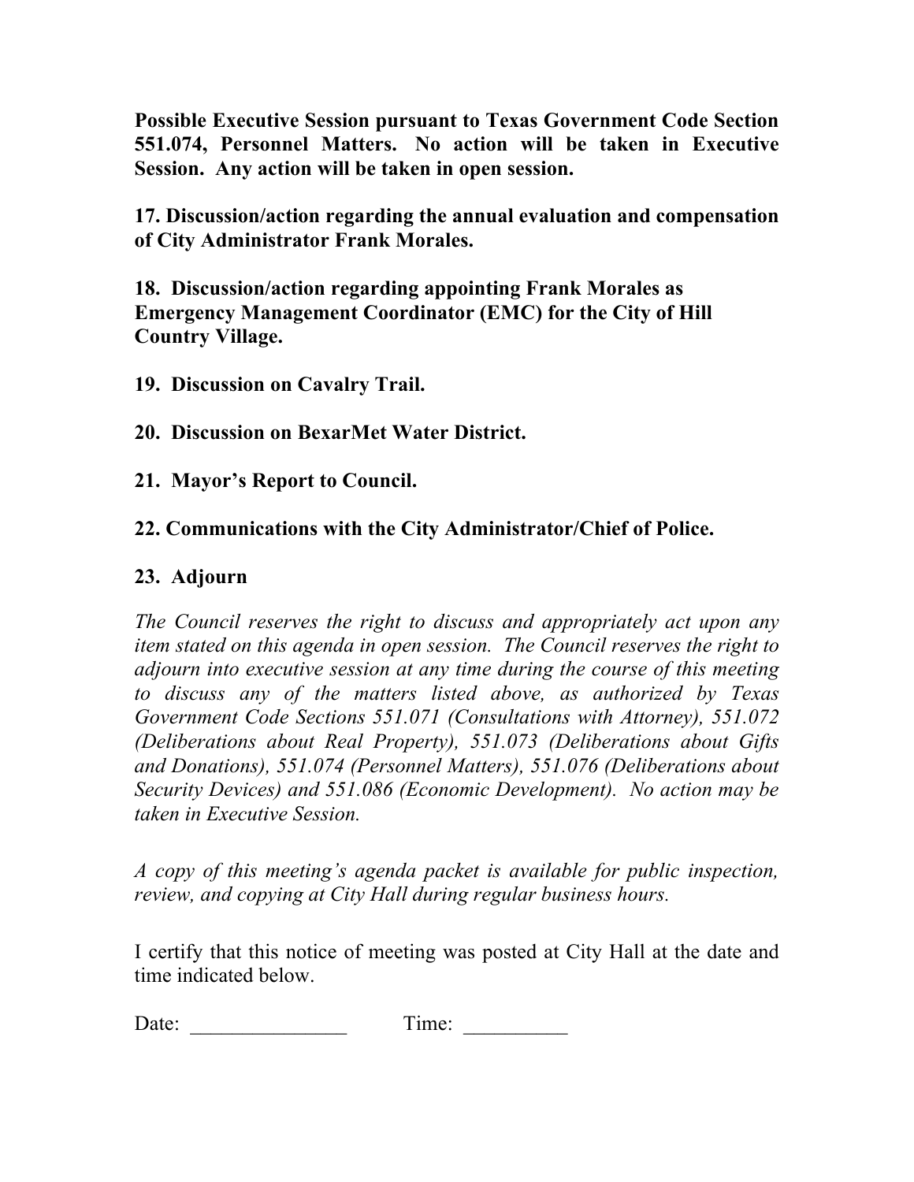**Possible Executive Session pursuant to Texas Government Code Section 551.074, Personnel Matters. No action will be taken in Executive Session. Any action will be taken in open session.**

**17. Discussion/action regarding the annual evaluation and compensation of City Administrator Frank Morales.**

**18. Discussion/action regarding appointing Frank Morales as Emergency Management Coordinator (EMC) for the City of Hill Country Village.**

**19. Discussion on Cavalry Trail.**

**20. Discussion on BexarMet Water District.**

**21. Mayor's Report to Council.**

**22. Communications with the City Administrator/Chief of Police.**

**23. Adjourn**

*The Council reserves the right to discuss and appropriately act upon any item stated on this agenda in open session. The Council reserves the right to adjourn into executive session at any time during the course of this meeting to discuss any of the matters listed above, as authorized by Texas Government Code Sections 551.071 (Consultations with Attorney), 551.072 (Deliberations about Real Property), 551.073 (Deliberations about Gifts and Donations), 551.074 (Personnel Matters), 551.076 (Deliberations about Security Devices) and 551.086 (Economic Development). No action may be taken in Executive Session.*

*A copy of this meeting's agenda packet is available for public inspection, review, and copying at City Hall during regular business hours.*

I certify that this notice of meeting was posted at City Hall at the date and time indicated below.

Date: _______________ Time: __________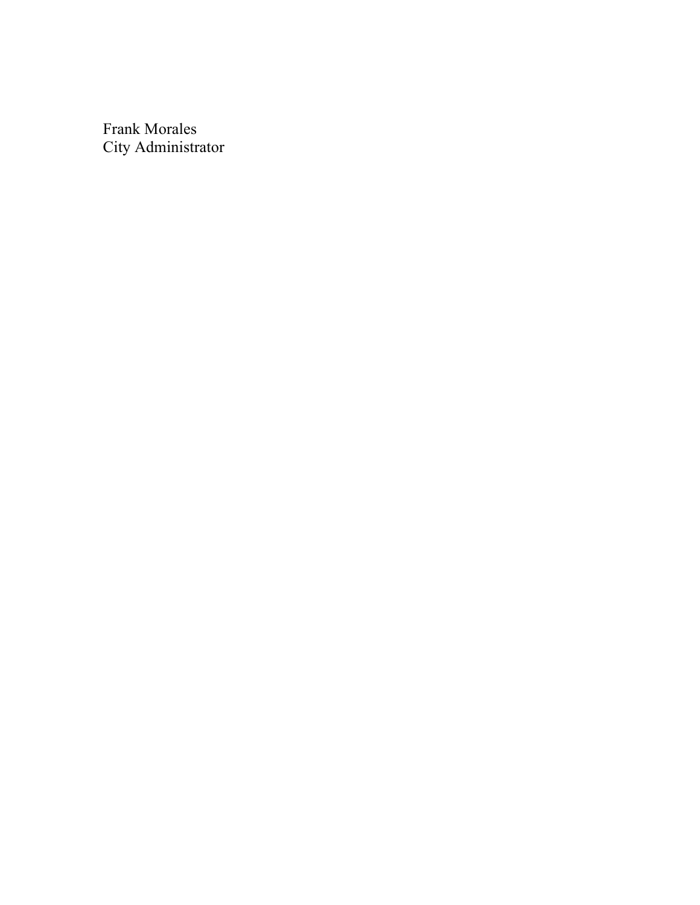Frank Morales
City Administrator